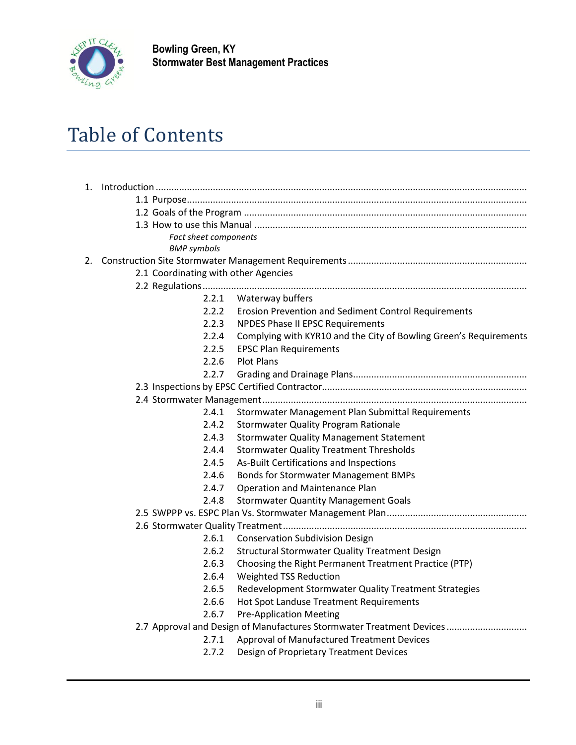# Table of Contents

1. Introduction ............................................................................................................................
    - 1.1 Purpose.................................................................................................................
    - 1.2 Goals of the Program ............................................................................................
    - 1.3 How to use this Manual ........................................................................................
        - *Fact sheet components*
        - *BMP symbols*
2. Construction Site Stormwater Management Requirements ....................................................
    - 2.1 Coordinating with other Agencies
    - 2.2 Regulations............................................................................................................
        - 2.2.1 Waterway buffers
        - 2.2.2 Erosion Prevention and Sediment Control Requirements
        - 2.2.3 NPDES Phase II EPSC Requirements
        - 2.2.4 Complying with KYR10 and the City of Bowling Green's Requirements
        - 2.2.5 EPSC Plan Requirements
        - 2.2.6 Plot Plans
        - 2.2.7 Grading and Drainage Plans..................................................................
    - 2.3 Inspections by EPSC Certified Contractor..............................................................
    - 2.4 Stormwater Management.....................................................................................
        - 2.4.1 Stormwater Management Plan Submittal Requirements
        - 2.4.2 Stormwater Quality Program Rationale
        - 2.4.3 Stormwater Quality Management Statement
        - 2.4.4 Stormwater Quality Treatment Thresholds
        - 2.4.5 As-Built Certifications and Inspections
        - 2.4.6 Bonds for Stormwater Management BMPs
        - 2.4.7 Operation and Maintenance Plan
        - 2.4.8 Stormwater Quantity Management Goals
    - 2.5 SWPPP vs. ESPC Plan Vs. Stormwater Management Plan.....................................................
    - 2.6 Stormwater Quality Treatment.............................................................................
        - 2.6.1 Conservation Subdivision Design
        - 2.6.2 Structural Stormwater Quality Treatment Design
        - 2.6.3 Choosing the Right Permanent Treatment Practice (PTP)
        - 2.6.4 Weighted TSS Reduction
        - 2.6.5 Redevelopment Stormwater Quality Treatment Strategies
        - 2.6.6 Hot Spot Landuse Treatment Requirements
        - 2.6.7 Pre-Application Meeting
    - 2.7 Approval and Design of Manufactures Stormwater Treatment Devices ..............................
        - 2.7.1 Approval of Manufactured Treatment Devices
        - 2.7.2 Design of Proprietary Treatment Devices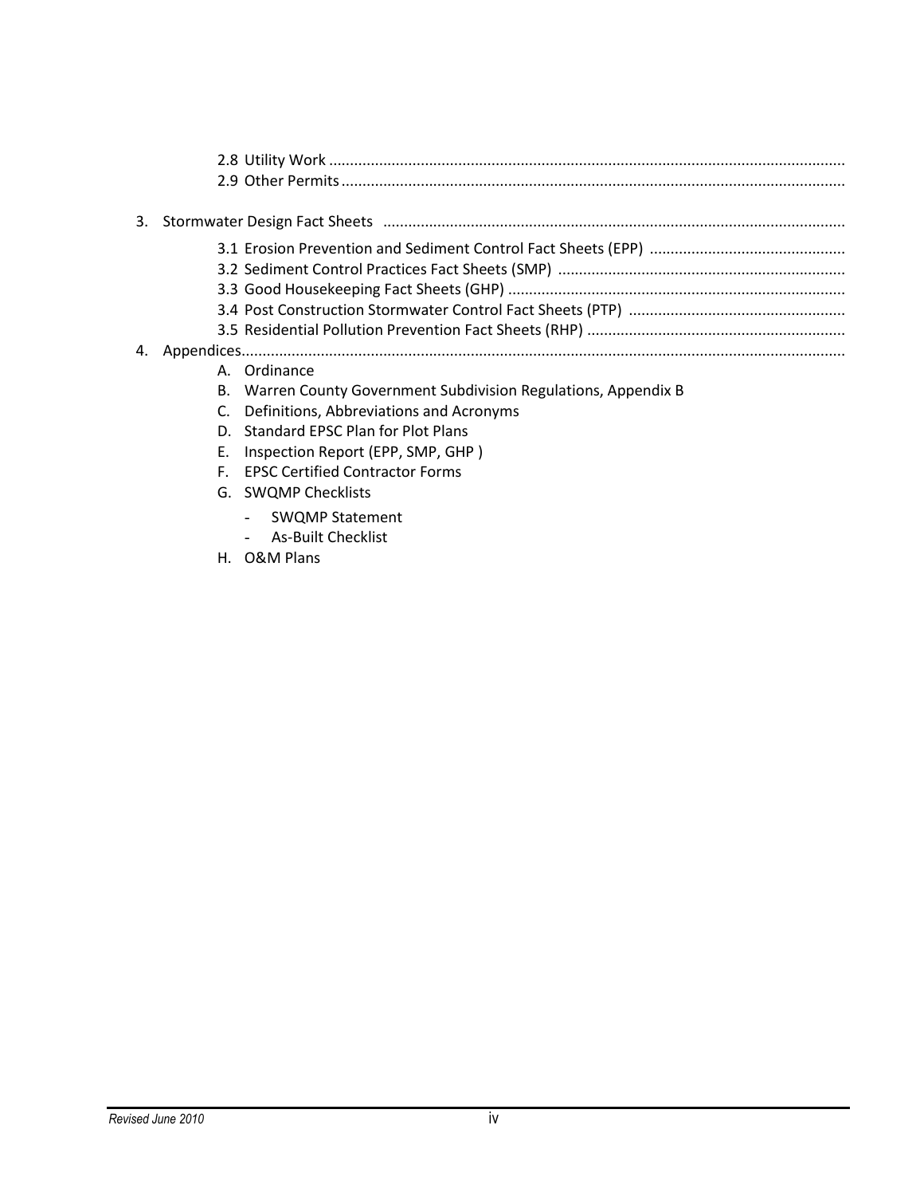- 2.8 Utility Work
- 2.9 Other Permits

3. Stormwater Design Fact Sheets
   - 3.1 Erosion Prevention and Sediment Control Fact Sheets (EPP)
   - 3.2 Sediment Control Practices Fact Sheets (SMP)
   - 3.3 Good Housekeeping Fact Sheets (GHP)
   - 3.4 Post Construction Stormwater Control Fact Sheets (PTP)
   - 3.5 Residential Pollution Prevention Fact Sheets (RHP)
4. Appendices
   - A. Ordinance
   - B. Warren County Government Subdivision Regulations, Appendix B
   - C. Definitions, Abbreviations and Acronyms
   - D. Standard EPSC Plan for Plot Plans
   - E. Inspection Report (EPP, SMP, GHP )
   - F. EPSC Certified Contractor Forms
   - G. SWQMP Checklists
     - SWQMP Statement
     - As-Built Checklist
   - H. O&M Plans